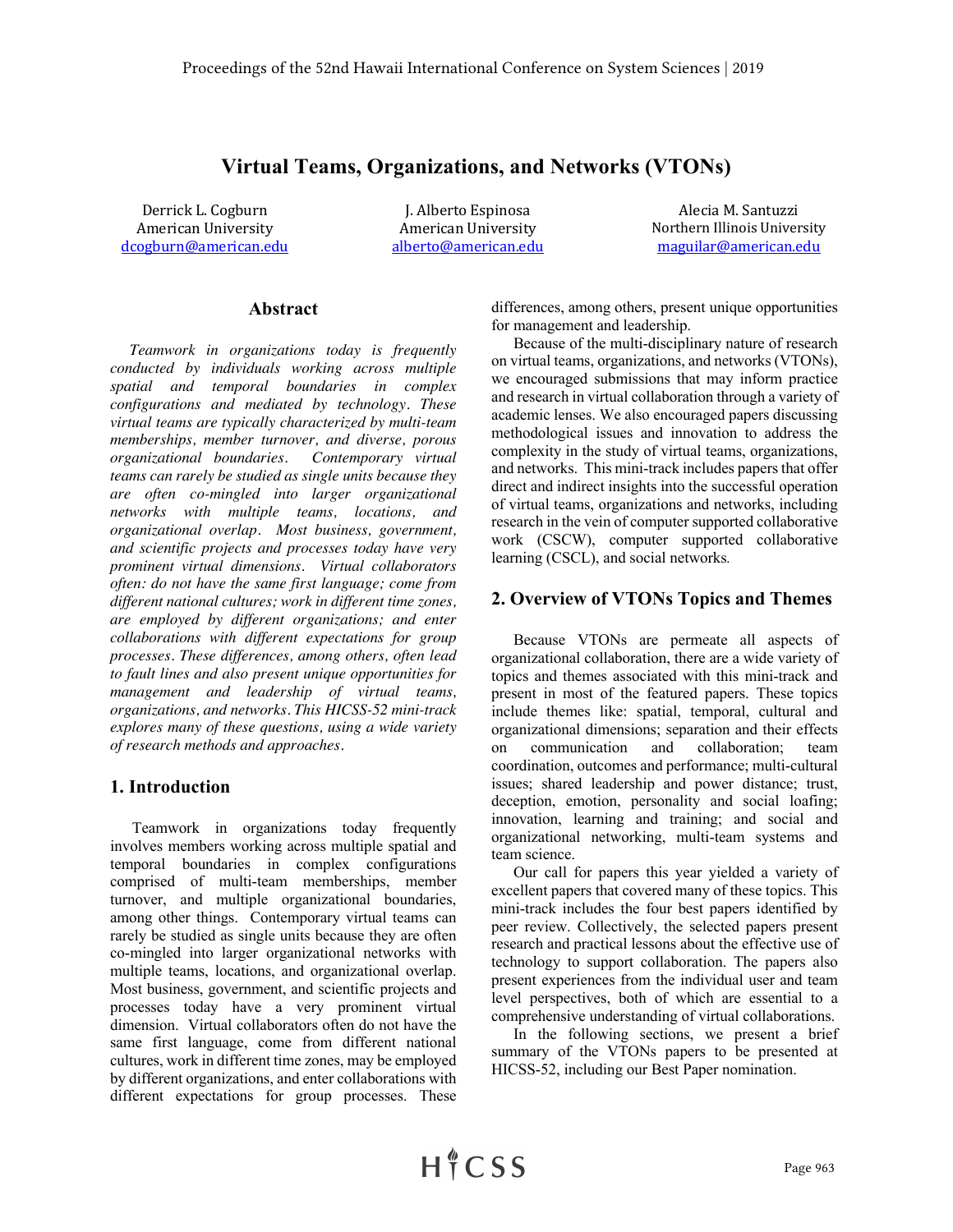# Virtual Teams, Organizations, and Networks (VTONs)

Derrick L. Cogburn
American University
dcogburn@american.edu

J. Alberto Espinosa
American University
alberto@american.edu

Alecia M. Santuzzi
Northern Illinois University
maguilar@american.edu

## Abstract

*Teamwork in organizations today is frequently conducted by individuals working across multiple spatial and temporal boundaries in complex configurations and mediated by technology. These virtual teams are typically characterized by multi-team memberships, member turnover, and diverse, porous organizational boundaries. Contemporary virtual teams can rarely be studied as single units because they are often co-mingled into larger organizational networks with multiple teams, locations, and organizational overlap. Most business, government, and scientific projects and processes today have very prominent virtual dimensions. Virtual collaborators often: do not have the same first language; come from different national cultures; work in different time zones, are employed by different organizations; and enter collaborations with different expectations for group processes. These differences, among others, often lead to fault lines and also present unique opportunities for management and leadership of virtual teams, organizations, and networks. This HICSS-52 mini-track explores many of these questions, using a wide variety of research methods and approaches.*

## 1. Introduction

Teamwork in organizations today frequently involves members working across multiple spatial and temporal boundaries in complex configurations comprised of multi-team memberships, member turnover, and multiple organizational boundaries, among other things. Contemporary virtual teams can rarely be studied as single units because they are often co-mingled into larger organizational networks with multiple teams, locations, and organizational overlap. Most business, government, and scientific projects and processes today have a very prominent virtual dimension. Virtual collaborators often do not have the same first language, come from different national cultures, work in different time zones, may be employed by different organizations, and enter collaborations with different expectations for group processes. These differences, among others, present unique opportunities for management and leadership.

Because of the multi-disciplinary nature of research on virtual teams, organizations, and networks (VTONs), we encouraged submissions that may inform practice and research in virtual collaboration through a variety of academic lenses. We also encouraged papers discussing methodological issues and innovation to address the complexity in the study of virtual teams, organizations, and networks. This mini-track includes papers that offer direct and indirect insights into the successful operation of virtual teams, organizations and networks, including research in the vein of computer supported collaborative work (CSCW), computer supported collaborative learning (CSCL), and social networks.

## 2. Overview of VTONs Topics and Themes

Because VTONs are permeate all aspects of organizational collaboration, there are a wide variety of topics and themes associated with this mini-track and present in most of the featured papers. These topics include themes like: spatial, temporal, cultural and organizational dimensions; separation and their effects on communication and collaboration; team coordination, outcomes and performance; multi-cultural issues; shared leadership and power distance; trust, deception, emotion, personality and social loafing; innovation, learning and training; and social and organizational networking, multi-team systems and team science.

Our call for papers this year yielded a variety of excellent papers that covered many of these topics. This mini-track includes the four best papers identified by peer review. Collectively, the selected papers present research and practical lessons about the effective use of technology to support collaboration. The papers also present experiences from the individual user and team level perspectives, both of which are essential to a comprehensive understanding of virtual collaborations.

In the following sections, we present a brief summary of the VTONs papers to be presented at HICSS-52, including our Best Paper nomination.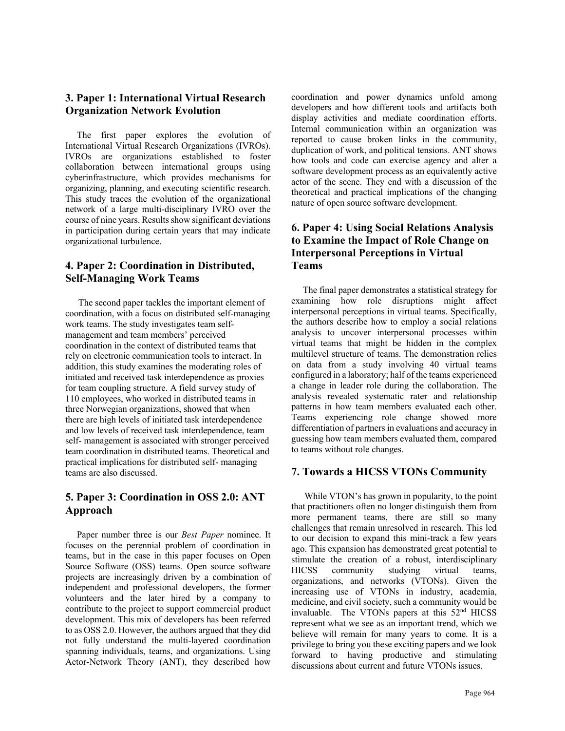## 3. Paper 1: International Virtual Research Organization Network Evolution

The first paper explores the evolution of International Virtual Research Organizations (IVROs). IVROs are organizations established to foster collaboration between international groups using cyberinfrastructure, which provides mechanisms for organizing, planning, and executing scientific research. This study traces the evolution of the organizational network of a large multi-disciplinary IVRO over the course of nine years. Results show significant deviations in participation during certain years that may indicate organizational turbulence.

## 4. Paper 2: Coordination in Distributed, Self-Managing Work Teams

The second paper tackles the important element of coordination, with a focus on distributed self-managing work teams. The study investigates team self-management and team members' perceived coordination in the context of distributed teams that rely on electronic communication tools to interact. In addition, this study examines the moderating roles of initiated and received task interdependence as proxies for team coupling structure. A field survey study of 110 employees, who worked in distributed teams in three Norwegian organizations, showed that when there are high levels of initiated task interdependence and low levels of received task interdependence, team self- management is associated with stronger perceived team coordination in distributed teams. Theoretical and practical implications for distributed self- managing teams are also discussed.

## 5. Paper 3: Coordination in OSS 2.0: ANT Approach

Paper number three is our *Best Paper* nominee. It focuses on the perennial problem of coordination in teams, but in the case in this paper focuses on Open Source Software (OSS) teams. Open source software projects are increasingly driven by a combination of independent and professional developers, the former volunteers and the later hired by a company to contribute to the project to support commercial product development. This mix of developers has been referred to as OSS 2.0. However, the authors argued that they did not fully understand the multi-layered coordination spanning individuals, teams, and organizations. Using Actor-Network Theory (ANT), they described how coordination and power dynamics unfold among developers and how different tools and artifacts both display activities and mediate coordination efforts. Internal communication within an organization was reported to cause broken links in the community, duplication of work, and political tensions. ANT shows how tools and code can exercise agency and alter a software development process as an equivalently active actor of the scene. They end with a discussion of the theoretical and practical implications of the changing nature of open source software development.

## 6. Paper 4: Using Social Relations Analysis to Examine the Impact of Role Change on Interpersonal Perceptions in Virtual Teams

The final paper demonstrates a statistical strategy for examining how role disruptions might affect interpersonal perceptions in virtual teams. Specifically, the authors describe how to employ a social relations analysis to uncover interpersonal processes within virtual teams that might be hidden in the complex multilevel structure of teams. The demonstration relies on data from a study involving 40 virtual teams configured in a laboratory; half of the teams experienced a change in leader role during the collaboration. The analysis revealed systematic rater and relationship patterns in how team members evaluated each other. Teams experiencing role change showed more differentiation of partners in evaluations and accuracy in guessing how team members evaluated them, compared to teams without role changes.

## 7. Towards a HICSS VTONs Community

While VTON's has grown in popularity, to the point that practitioners often no longer distinguish them from more permanent teams, there are still so many challenges that remain unresolved in research. This led to our decision to expand this mini-track a few years ago. This expansion has demonstrated great potential to stimulate the creation of a robust, interdisciplinary HICSS community studying virtual teams, organizations, and networks (VTONs). Given the increasing use of VTONs in industry, academia, medicine, and civil society, such a community would be invaluable. The VTONs papers at this 52nd HICSS represent what we see as an important trend, which we believe will remain for many years to come. It is a privilege to bring you these exciting papers and we look forward to having productive and stimulating discussions about current and future VTONs issues.